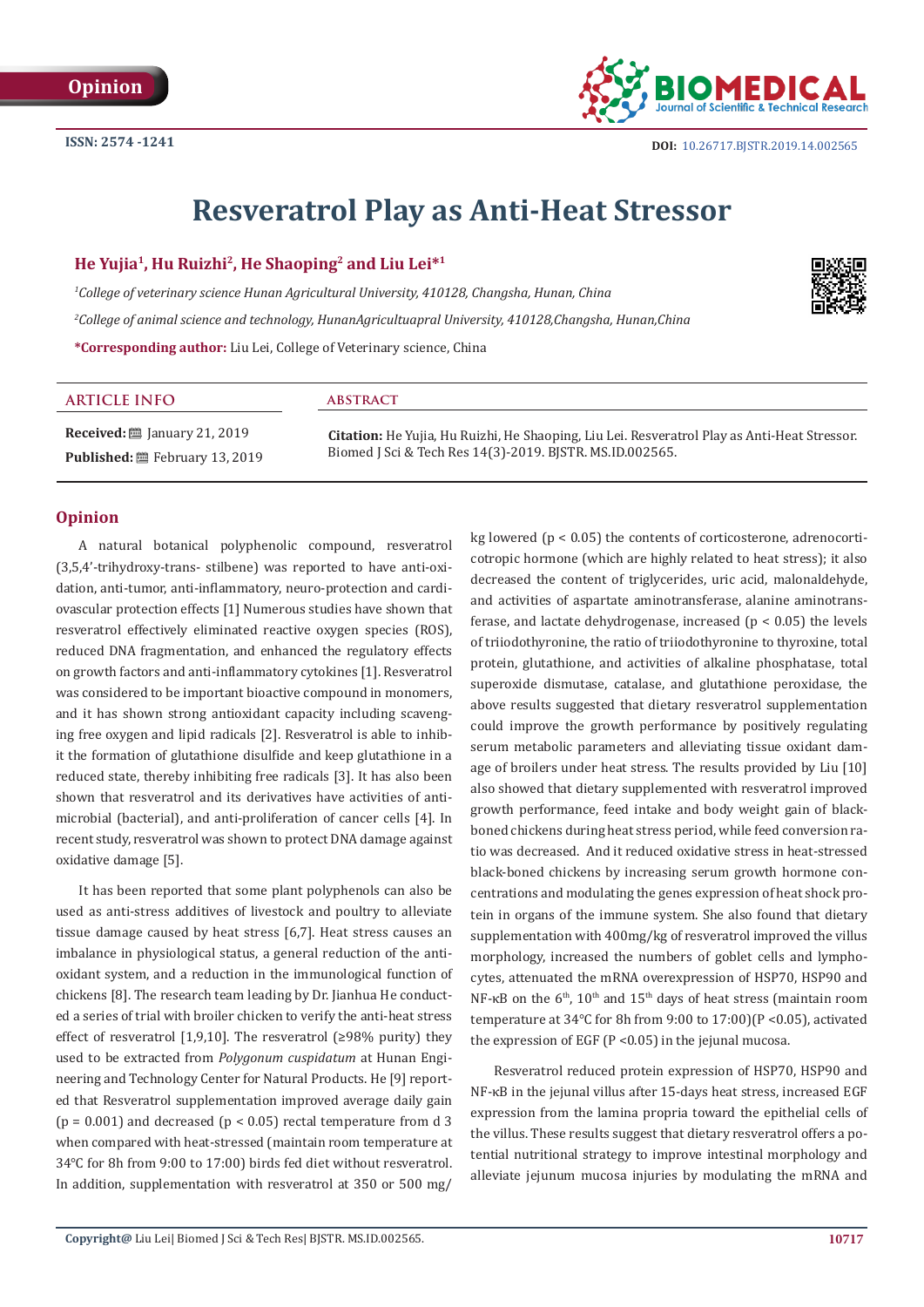Opinion

ISSN: 2574 -1241

DOI: 10.26717.BJSTR.2019.14.002565

# Resveratrol Play as Anti-Heat Stressor

**He Yujia[1], Hu Ruizhi[2], He Shaoping[2] and Liu Lei*[1]**

[1]*College of veterinary science Hunan Agricultural University, 410128, Changsha, Hunan, China*

[2]*College of animal science and technology, HunanAgricultuapral University, 410128,Changsha, Hunan,China*

***Corresponding author:** Liu Lei, College of Veterinary science, China

## ARTICLE INFO

**Received:** January 21, 2019

**Published:** February 13, 2019

## ABSTRACT

**Citation:** He Yujia, Hu Ruizhi, He Shaoping, Liu Lei. Resveratrol Play as Anti-Heat Stressor. Biomed J Sci & Tech Res 14(3)-2019. BJSTR. MS.ID.002565.

## Opinion

A natural botanical polyphenolic compound, resveratrol (3,5,4'-trihydroxy-trans- stilbene) was reported to have anti-oxidation, anti-tumor, anti-inflammatory, neuro-protection and cardiovascular protection effects [1] Numerous studies have shown that resveratrol effectively eliminated reactive oxygen species (ROS), reduced DNA fragmentation, and enhanced the regulatory effects on growth factors and anti-inflammatory cytokines [1]. Resveratrol was considered to be important bioactive compound in monomers, and it has shown strong antioxidant capacity including scavenging free oxygen and lipid radicals [2]. Resveratrol is able to inhibit the formation of glutathione disulfide and keep glutathione in a reduced state, thereby inhibiting free radicals [3]. It has also been shown that resveratrol and its derivatives have activities of antimicrobial (bacterial), and anti-proliferation of cancer cells [4]. In recent study, resveratrol was shown to protect DNA damage against oxidative damage [5].

It has been reported that some plant polyphenols can also be used as anti-stress additives of livestock and poultry to alleviate tissue damage caused by heat stress [6,7]. Heat stress causes an imbalance in physiological status, a general reduction of the antioxidant system, and a reduction in the immunological function of chickens [8]. The research team leading by Dr. Jianhua He conducted a series of trial with broiler chicken to verify the anti-heat stress effect of resveratrol [1,9,10]. The resveratrol (≥98% purity) they used to be extracted from *Polygonum cuspidatum* at Hunan Engineering and Technology Center for Natural Products. He [9] reported that Resveratrol supplementation improved average daily gain ($p = 0.001$) and decreased ($p < 0.05$) rectal temperature from d 3 when compared with heat-stressed (maintain room temperature at 34°C for 8h from 9:00 to 17:00) birds fed diet without resveratrol. In addition, supplementation with resveratrol at 350 or 500 mg/kg lowered ($p < 0.05$) the contents of corticosterone, adrenocorticotropic hormone (which are highly related to heat stress); it also decreased the content of triglycerides, uric acid, malonaldehyde, and activities of aspartate aminotransferase, alanine aminotransferase, and lactate dehydrogenase, increased ($p < 0.05$) the levels of triiodothyronine, the ratio of triiodothyronine to thyroxine, total protein, glutathione, and activities of alkaline phosphatase, total superoxide dismutase, catalase, and glutathione peroxidase, the above results suggested that dietary resveratrol supplementation could improve the growth performance by positively regulating serum metabolic parameters and alleviating tissue oxidant damage of broilers under heat stress. The results provided by Liu [10] also showed that dietary supplemented with resveratrol improved growth performance, feed intake and body weight gain of black-boned chickens during heat stress period, while feed conversion ratio was decreased. And it reduced oxidative stress in heat-stressed black-boned chickens by increasing serum growth hormone concentrations and modulating the genes expression of heat shock protein in organs of the immune system. She also found that dietary supplementation with 400mg/kg of resveratrol improved the villus morphology, increased the numbers of goblet cells and lymphocytes, attenuated the mRNA overexpression of HSP70, HSP90 and NF-κB on the 6th, 10th and 15th days of heat stress (maintain room temperature at 34°C for 8h from 9:00 to 17:00)($P < 0.05$), activated the expression of EGF ($P < 0.05$) in the jejunal mucosa.

Resveratrol reduced protein expression of HSP70, HSP90 and NF-κB in the jejunal villus after 15-days heat stress, increased EGF expression from the lamina propria toward the epithelial cells of the villus. These results suggest that dietary resveratrol offers a potential nutritional strategy to improve intestinal morphology and alleviate jejunum mucosa injuries by modulating the mRNA and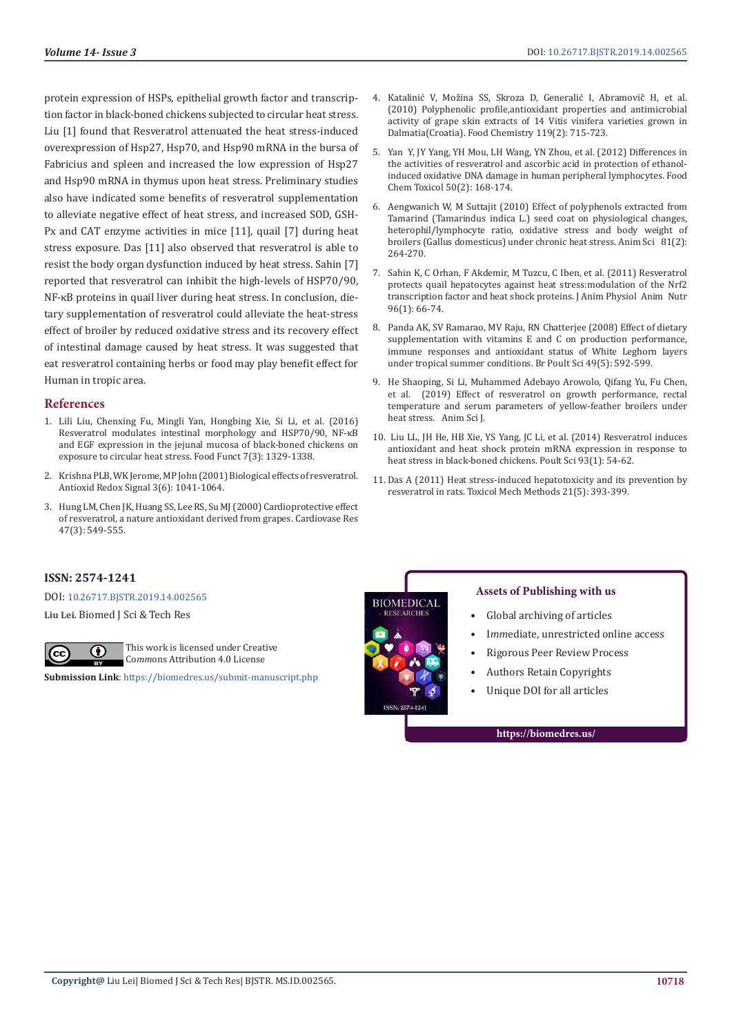protein expression of HSPs, epithelial growth factor and transcription factor in black-boned chickens subjected to circular heat stress. Liu [1] found that Resveratrol attenuated the heat stress-induced overexpression of Hsp27, Hsp70, and Hsp90 mRNA in the bursa of Fabricius and spleen and increased the low expression of Hsp27 and Hsp90 mRNA in thymus upon heat stress. Preliminary studies also have indicated some benefits of resveratrol supplementation to alleviate negative effect of heat stress, and increased SOD, GSH-Px and CAT enzyme activities in mice [11], quail [7] during heat stress exposure. Das [11] also observed that resveratrol is able to resist the body organ dysfunction induced by heat stress. Sahin [7] reported that resveratrol can inhibit the high-levels of HSP70/90, NF-κB proteins in quail liver during heat stress. In conclusion, dietary supplementation of resveratrol could alleviate the heat-stress effect of broiler by reduced oxidative stress and its recovery effect of intestinal damage caused by heat stress. It was suggested that eat resveratrol containing herbs or food may play benefit effect for Human in tropic area.

## References

1. Lili Liu, Chenxing Fu, Mingli Yan, Hongbing Xie, Si Li, et al. (2016) Resveratrol modulates intestinal morphology and HSP70/90, NF-κB and EGF expression in the jejunal mucosa of black-boned chickens on exposure to circular heat stress. Food Funct 7(3): 1329-1338.
2. Krishna PLB, WK Jerome, MP John (2001) Biological effects of resveratrol. Antioxid Redox Signal 3(6): 1041-1064.
3. Hung LM, Chen JK, Huang SS, Lee RS, Su MJ (2000) Cardioprotective effect of resveratrol, a nature antioxidant derived from grapes. Cardiovase Res 47(3): 549-555.
4. Katalinić V, Možina SS, Skroza D, Generalić I, Abramovič H, et al. (2010) Polyphenolic profile,antioxidant properties and antimicrobial activity of grape skin extracts of 14 Vitis vinifera varieties grown in Dalmatia(Croatia). Food Chemistry 119(2): 715-723.
5. Yan Y, JY Yang, YH Mou, LH Wang, YN Zhou, et al. (2012) Differences in the activities of resveratrol and ascorbic acid in protection of ethanol-induced oxidative DNA damage in human peripheral lymphocytes. Food Chem Toxicol 50(2): 168-174.
6. Aengwanich W, M Suttajit (2010) Effect of polyphenols extracted from Tamarind (Tamarindus indica L.) seed coat on physiological changes, heterophil/lymphocyte ratio, oxidative stress and body weight of broilers (Gallus domesticus) under chronic heat stress. Anim Sci 81(2): 264-270.
7. Sahin K, C Orhan, F Akdemir, M Tuzcu, C Iben, et al. (2011) Resveratrol protects quail hepatocytes against heat stress:modulation of the Nrf2 transcription factor and heat shock proteins. J Anim Physiol Anim Nutr 96(1): 66-74.
8. Panda AK, SV Ramarao, MV Raju, RN Chatterjee (2008) Effect of dietary supplementation with vitamins E and C on production performance, immune responses and antioxidant status of White Leghorn layers under tropical summer conditions. Br Poult Sci 49(5): 592-599.
9. He Shaoping, Si Li, Muhammed Adebayo Arowolo, Qifang Yu, Fu Chen, et al. (2019) Effect of resveratrol on growth performance, rectal temperature and serum parameters of yellow-feather broilers under heat stress. Anim Sci J.
10. Liu LL, JH He, HB Xie, YS Yang, JC Li, et al. (2014) Resveratrol induces antioxidant and heat shock protein mRNA expression in response to heat stress in black-boned chickens. Poult Sci 93(1): 54-62.
11. Das A (2011) Heat stress-induced hepatotoxicity and its prevention by resveratrol in rats. Toxicol Mech Methods 21(5): 393-399.

**ISSN: 2574-1241**

DOI: 10.26717.BJSTR.2019.14.002565

**Liu Lei.** Biomed J Sci & Tech Res

This work is licensed under Creative Commons Attribution 4.0 License

**Submission Link**: https://biomedres.us/submit-manuscript.php

**Assets of Publishing with us**

- Global archiving of articles
- Immediate, unrestricted online access
- Rigorous Peer Review Process
- Authors Retain Copyrights
- Unique DOI for all articles

**https://biomedres.us/**